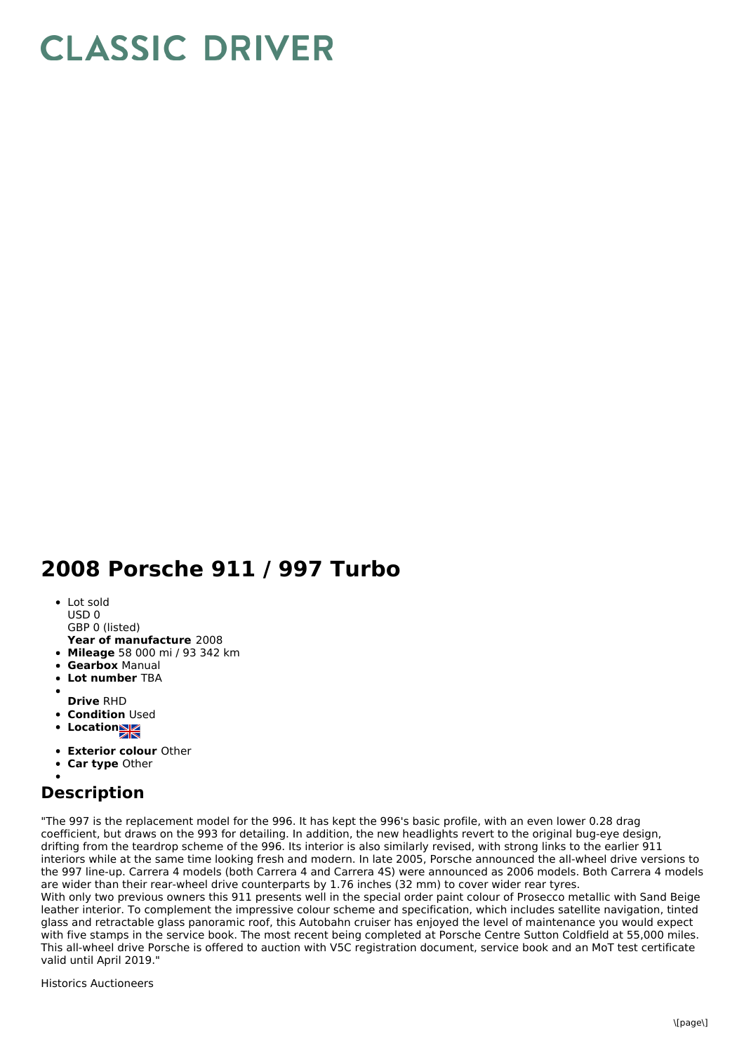# CLASSIC DRIVER

## 2008 Porsche 911 / 997 Turbo

- Lot sold
  USD 0
  GBP 0 (listed)
  **Year of manufacture** 2008
- **Mileage** 58 000 mi / 93 342 km
- **Gearbox** Manual
- **Lot number** TBA
- **Drive** RHD
- **Condition** Used
- **Location**
- **Exterior colour** Other
- **Car type** Other

## Description

"The 997 is the replacement model for the 996. It has kept the 996's basic profile, with an even lower 0.28 drag coefficient, but draws on the 993 for detailing. In addition, the new headlights revert to the original bug-eye design, drifting from the teardrop scheme of the 996. Its interior is also similarly revised, with strong links to the earlier 911 interiors while at the same time looking fresh and modern. In late 2005, Porsche announced the all-wheel drive versions to the 997 line-up. Carrera 4 models (both Carrera 4 and Carrera 4S) were announced as 2006 models. Both Carrera 4 models are wider than their rear-wheel drive counterparts by 1.76 inches (32 mm) to cover wider rear tyres.
With only two previous owners this 911 presents well in the special order paint colour of Prosecco metallic with Sand Beige leather interior. To complement the impressive colour scheme and specification, which includes satellite navigation, tinted glass and retractable glass panoramic roof, this Autobahn cruiser has enjoyed the level of maintenance you would expect with five stamps in the service book. The most recent being completed at Porsche Centre Sutton Coldfield at 55,000 miles. This all-wheel drive Porsche is offered to auction with V5C registration document, service book and an MoT test certificate valid until April 2019."

Historics Auctioneers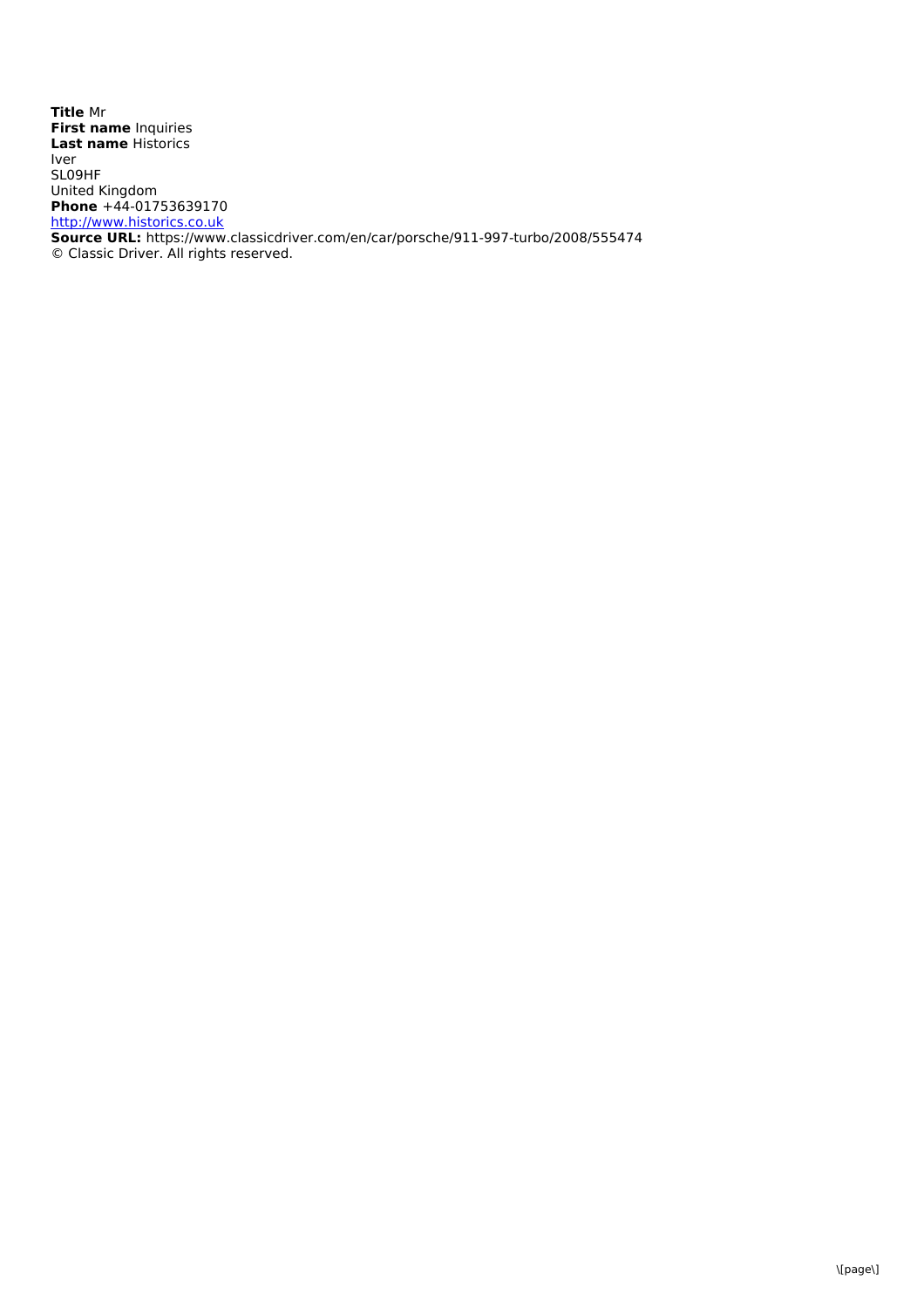**Title** Mr
**First name** Inquiries
**Last name** Historics
Iver
SL09HF
United Kingdom
**Phone** +44-01753639170
[http://www.historics.co.uk](http://www.historics.co.uk)
**Source URL:** https://www.classicdriver.com/en/car/porsche/911-997-turbo/2008/555474
© Classic Driver. All rights reserved.